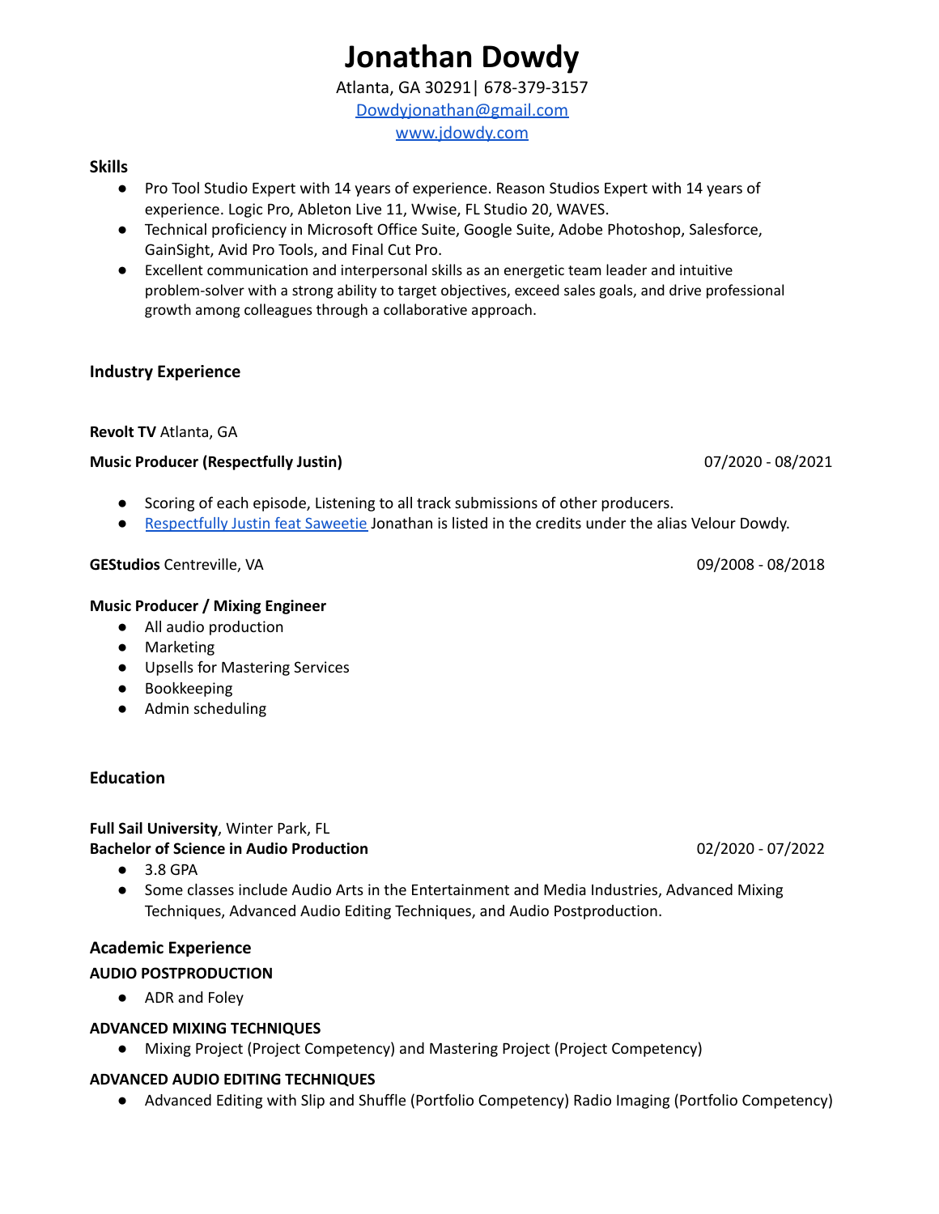# Jonathan Dowdy

Atlanta, GA 30291| 678-379-3157

[Dowdyjonathan@gmail.com](mailto:Dowdyjonathan@gmail.com)

[www.jdowdy.com](http://www.jdowdy.com)

## Skills

- Pro Tool Studio Expert with 14 years of experience. Reason Studios Expert with 14 years of experience. Logic Pro, Ableton Live 11, Wwise, FL Studio 20, WAVES.
- Technical proficiency in Microsoft Office Suite, Google Suite, Adobe Photoshop, Salesforce, GainSight, Avid Pro Tools, and Final Cut Pro.
- Excellent communication and interpersonal skills as an energetic team leader and intuitive problem-solver with a strong ability to target objectives, exceed sales goals, and drive professional growth among colleagues through a collaborative approach.

## Industry Experience

**Revolt TV** Atlanta, GA

**Music Producer (Respectfully Justin)** 07/2020 - 08/2021

- Scoring of each episode, Listening to all track submissions of other producers.
- Respectfully Justin feat Saweetie Jonathan is listed in the credits under the alias Velour Dowdy.

**GEStudios** Centreville, VA 09/2008 - 08/2018

**Music Producer / Mixing Engineer**

- All audio production
- Marketing
- Upsells for Mastering Services
- Bookkeeping
- Admin scheduling

## Education

**Full Sail University**, Winter Park, FL

**Bachelor of Science in Audio Production** 02/2020 - 07/2022

- 3.8 GPA
- Some classes include Audio Arts in the Entertainment and Media Industries, Advanced Mixing Techniques, Advanced Audio Editing Techniques, and Audio Postproduction.

## Academic Experience

**AUDIO POSTPRODUCTION**

- ADR and Foley

**ADVANCED MIXING TECHNIQUES**

- Mixing Project (Project Competency) and Mastering Project (Project Competency)

**ADVANCED AUDIO EDITING TECHNIQUES**

- Advanced Editing with Slip and Shuffle (Portfolio Competency) Radio Imaging (Portfolio Competency)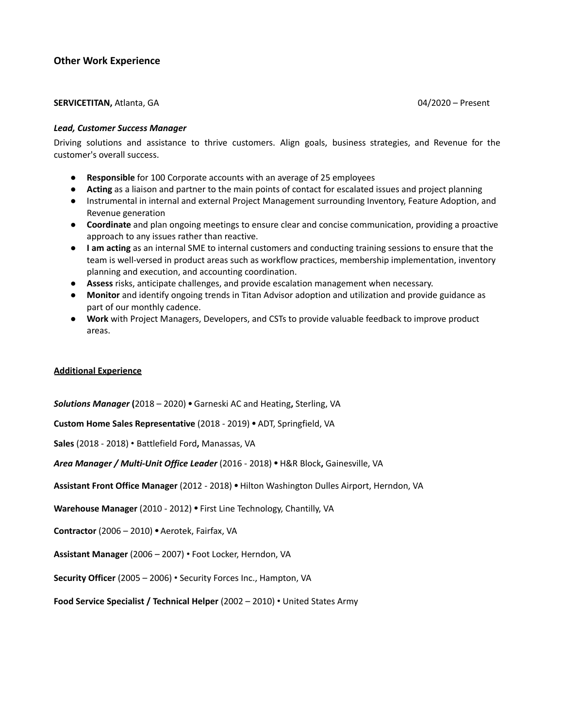### Other Work Experience

**SERVICETITAN,** Atlanta, GA 04/2020 – Present

***Lead, Customer Success Manager***

Driving solutions and assistance to thrive customers. Align goals, business strategies, and Revenue for the customer's overall success.

- **Responsible** for 100 Corporate accounts with an average of 25 employees
- **Acting** as a liaison and partner to the main points of contact for escalated issues and project planning
- Instrumental in internal and external Project Management surrounding Inventory, Feature Adoption, and Revenue generation
- **Coordinate** and plan ongoing meetings to ensure clear and concise communication, providing a proactive approach to any issues rather than reactive.
- **I am acting** as an internal SME to internal customers and conducting training sessions to ensure that the team is well-versed in product areas such as workflow practices, membership implementation, inventory planning and execution, and accounting coordination.
- **Assess** risks, anticipate challenges, and provide escalation management when necessary.
- **Monitor** and identify ongoing trends in Titan Advisor adoption and utilization and provide guidance as part of our monthly cadence.
- **Work** with Project Managers, Developers, and CSTs to provide valuable feedback to improve product areas.

**Additional Experience**

***Solutions Manager*** **(**2018 – 2020) • Garneski AC and Heating**,** Sterling, VA

**Custom Home Sales Representative** (2018 - 2019) • ADT, Springfield, VA

**Sales** (2018 - 2018) • Battlefield Ford**,** Manassas, VA

***Area Manager / Multi-Unit Office Leader*** (2016 - 2018) • H&R Block**,** Gainesville, VA

**Assistant Front Office Manager** (2012 - 2018) • Hilton Washington Dulles Airport, Herndon, VA

**Warehouse Manager** (2010 - 2012) • First Line Technology, Chantilly, VA

**Contractor** (2006 – 2010) • Aerotek, Fairfax, VA

**Assistant Manager** (2006 – 2007) • Foot Locker, Herndon, VA

**Security Officer** (2005 – 2006) • Security Forces Inc., Hampton, VA

**Food Service Specialist / Technical Helper** (2002 – 2010) • United States Army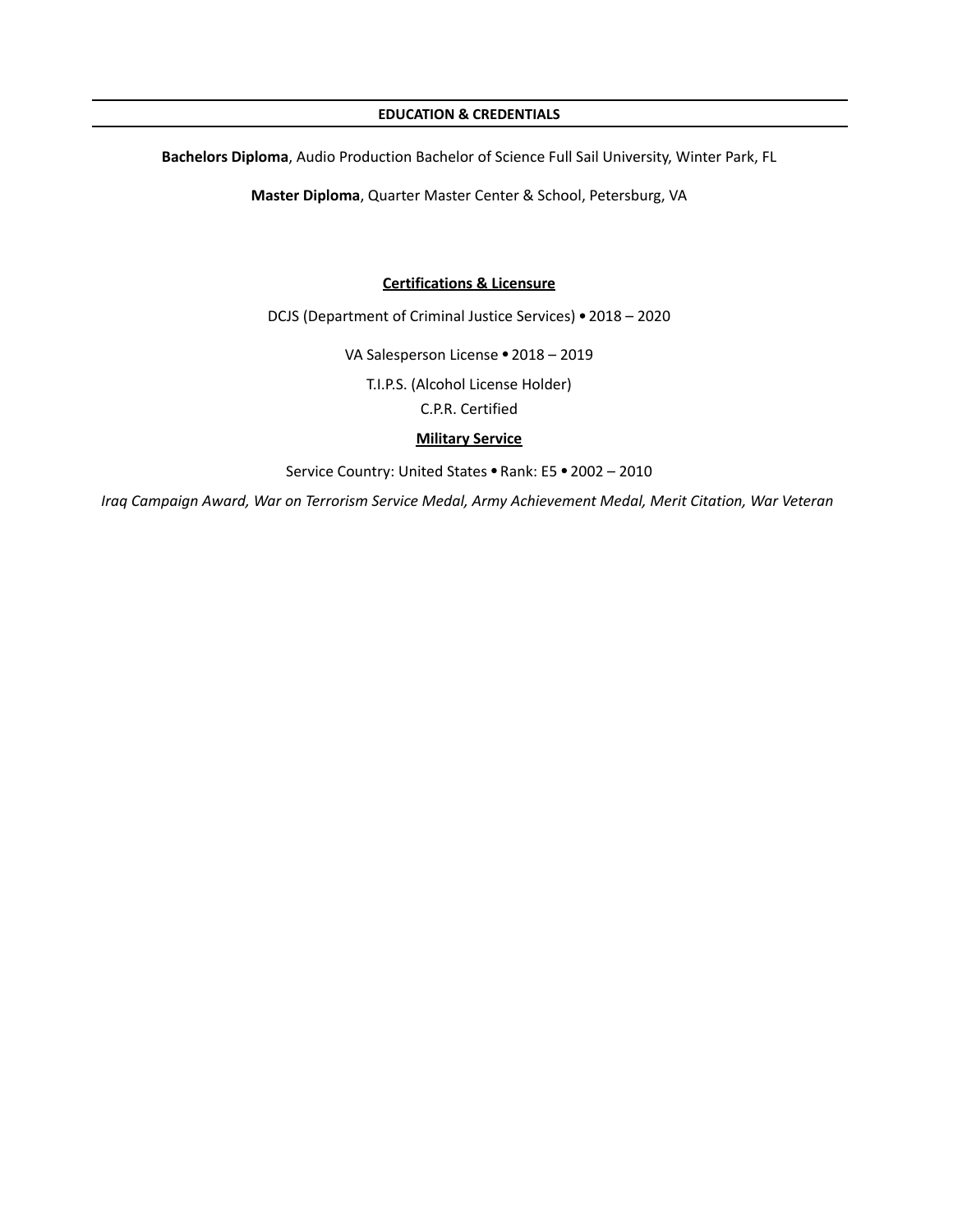## EDUCATION & CREDENTIALS

**Bachelors Diploma**, Audio Production Bachelor of Science Full Sail University, Winter Park, FL

**Master Diploma**, Quarter Master Center & School, Petersburg, VA

### Certifications & Licensure

DCJS (Department of Criminal Justice Services) • 2018 – 2020

VA Salesperson License • 2018 – 2019

T.I.P.S. (Alcohol License Holder)

C.P.R. Certified

### Military Service

Service Country: United States • Rank: E5 • 2002 – 2010

*Iraq Campaign Award, War on Terrorism Service Medal, Army Achievement Medal, Merit Citation, War Veteran*